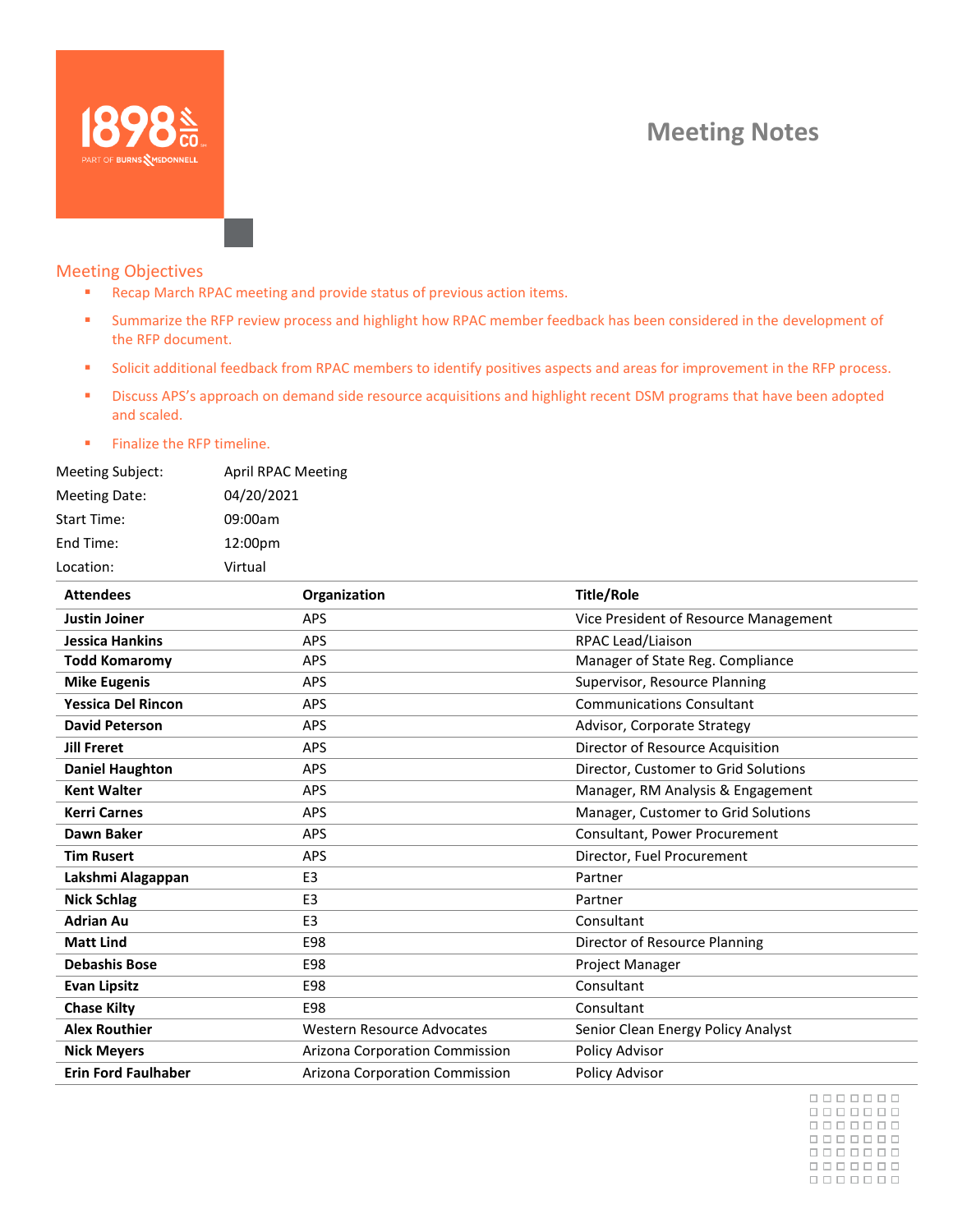# Meeting Notes

## Meeting Objectives

- Recap March RPAC meeting and provide status of previous action items.
- Summarize the RFP review process and highlight how RPAC member feedback has been considered in the development of the RFP document.
- Solicit additional feedback from RPAC members to identify positives aspects and areas for improvement in the RFP process.
- Discuss APS's approach on demand side resource acquisitions and highlight recent DSM programs that have been adopted and scaled.
- Finalize the RFP timeline.

| | |
|---|---|
| Meeting Subject: | April RPAC Meeting |
| Meeting Date: | 04/20/2021 |
| Start Time: | 09:00am |
| End Time: | 12:00pm |
| Location: | Virtual |

| Attendees | Organization | Title/Role |
|---|---|---|
| **Justin Joiner** | APS | Vice President of Resource Management |
| **Jessica Hankins** | APS | RPAC Lead/Liaison |
| **Todd Komaromy** | APS | Manager of State Reg. Compliance |
| **Mike Eugenis** | APS | Supervisor, Resource Planning |
| **Yessica Del Rincon** | APS | Communications Consultant |
| **David Peterson** | APS | Advisor, Corporate Strategy |
| **Jill Freret** | APS | Director of Resource Acquisition |
| **Daniel Haughton** | APS | Director, Customer to Grid Solutions |
| **Kent Walter** | APS | Manager, RM Analysis & Engagement |
| **Kerri Carnes** | APS | Manager, Customer to Grid Solutions |
| **Dawn Baker** | APS | Consultant, Power Procurement |
| **Tim Rusert** | APS | Director, Fuel Procurement |
| **Lakshmi Alagappan** | E3 | Partner |
| **Nick Schlag** | E3 | Partner |
| **Adrian Au** | E3 | Consultant |
| **Matt Lind** | E98 | Director of Resource Planning |
| **Debashis Bose** | E98 | Project Manager |
| **Evan Lipsitz** | E98 | Consultant |
| **Chase Kilty** | E98 | Consultant |
| **Alex Routhier** | Western Resource Advocates | Senior Clean Energy Policy Analyst |
| **Nick Meyers** | Arizona Corporation Commission | Policy Advisor |
| **Erin Ford Faulhaber** | Arizona Corporation Commission | Policy Advisor |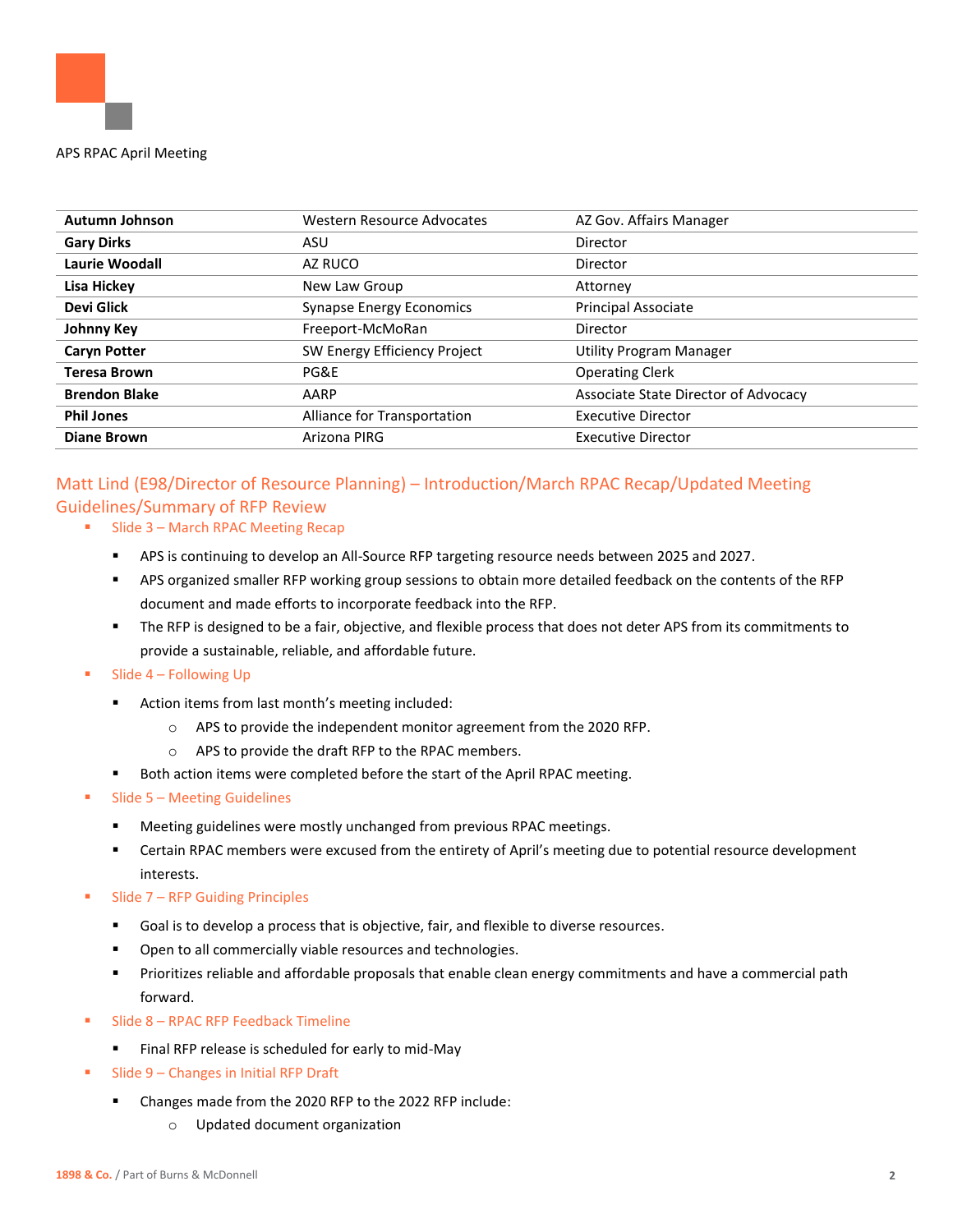APS RPAC April Meeting

| | | |
|---|---|---|
| **Autumn Johnson** | Western Resource Advocates | AZ Gov. Affairs Manager |
| **Gary Dirks** | ASU | Director |
| **Laurie Woodall** | AZ RUCO | Director |
| **Lisa Hickey** | New Law Group | Attorney |
| **Devi Glick** | Synapse Energy Economics | Principal Associate |
| **Johnny Key** | Freeport-McMoRan | Director |
| **Caryn Potter** | SW Energy Efficiency Project | Utility Program Manager |
| **Teresa Brown** | PG&E | Operating Clerk |
| **Brendon Blake** | AARP | Associate State Director of Advocacy |
| **Phil Jones** | Alliance for Transportation | Executive Director |
| **Diane Brown** | Arizona PIRG | Executive Director |

## Matt Lind (E98/Director of Resource Planning) – Introduction/March RPAC Recap/Updated Meeting Guidelines/Summary of RFP Review

- Slide 3 – March RPAC Meeting Recap
  - APS is continuing to develop an All-Source RFP targeting resource needs between 2025 and 2027.
  - APS organized smaller RFP working group sessions to obtain more detailed feedback on the contents of the RFP document and made efforts to incorporate feedback into the RFP.
  - The RFP is designed to be a fair, objective, and flexible process that does not deter APS from its commitments to provide a sustainable, reliable, and affordable future.
- Slide 4 – Following Up
  - Action items from last month's meeting included:
    - APS to provide the independent monitor agreement from the 2020 RFP.
    - APS to provide the draft RFP to the RPAC members.
  - Both action items were completed before the start of the April RPAC meeting.
- Slide 5 – Meeting Guidelines
  - Meeting guidelines were mostly unchanged from previous RPAC meetings.
  - Certain RPAC members were excused from the entirety of April's meeting due to potential resource development interests.
- Slide 7 – RFP Guiding Principles
  - Goal is to develop a process that is objective, fair, and flexible to diverse resources.
  - Open to all commercially viable resources and technologies.
  - Prioritizes reliable and affordable proposals that enable clean energy commitments and have a commercial path forward.
- Slide 8 – RPAC RFP Feedback Timeline
  - Final RFP release is scheduled for early to mid-May
- Slide 9 – Changes in Initial RFP Draft
  - Changes made from the 2020 RFP to the 2022 RFP include:
    - Updated document organization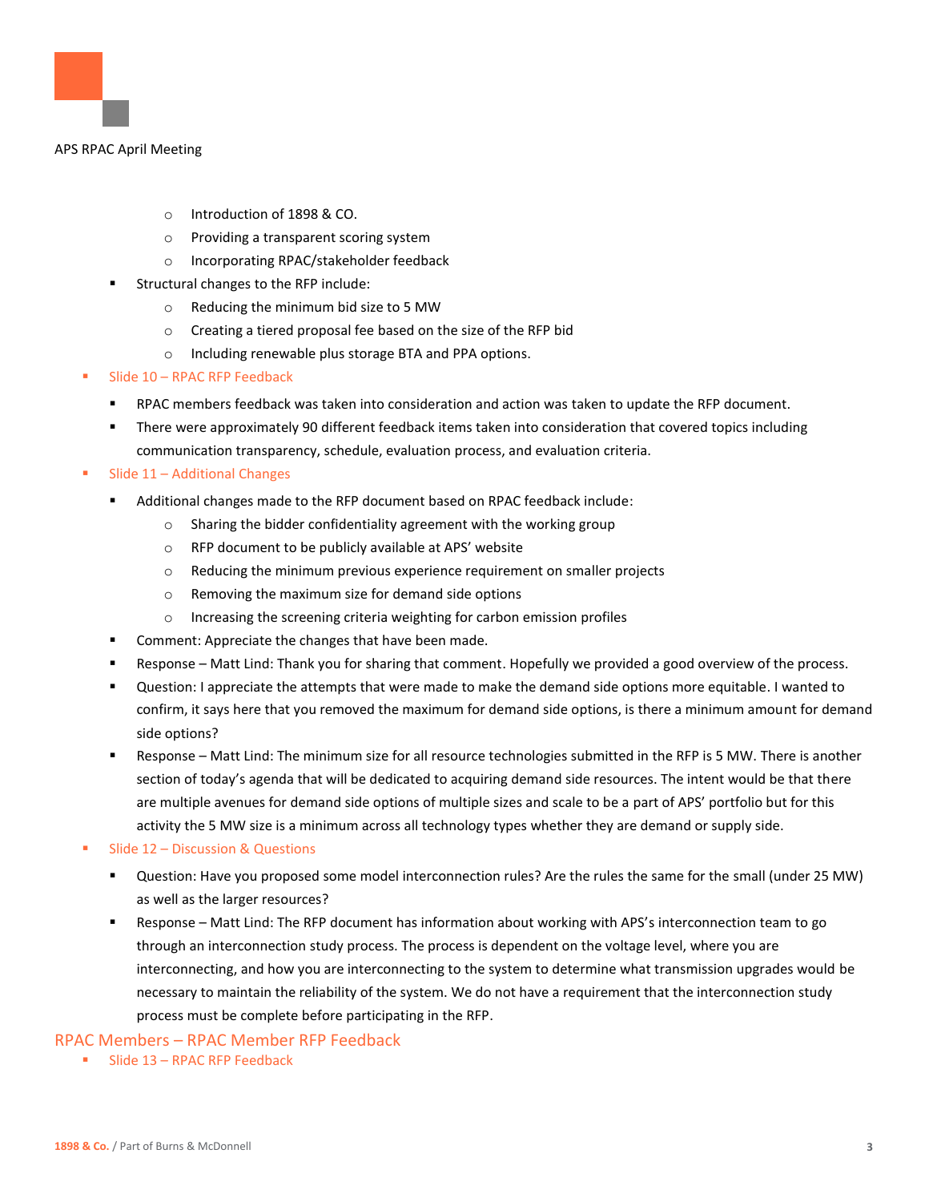- Introduction of 1898 & CO.
  - Providing a transparent scoring system
  - Incorporating RPAC/stakeholder feedback
- Structural changes to the RFP include:
  - Reducing the minimum bid size to 5 MW
  - Creating a tiered proposal fee based on the size of the RFP bid
  - Including renewable plus storage BTA and PPA options.

- Slide 10 – RPAC RFP Feedback
  - RPAC members feedback was taken into consideration and action was taken to update the RFP document.
  - There were approximately 90 different feedback items taken into consideration that covered topics including communication transparency, schedule, evaluation process, and evaluation criteria.
- Slide 11 – Additional Changes
  - Additional changes made to the RFP document based on RPAC feedback include:
    - Sharing the bidder confidentiality agreement with the working group
    - RFP document to be publicly available at APS' website
    - Reducing the minimum previous experience requirement on smaller projects
    - Removing the maximum size for demand side options
    - Increasing the screening criteria weighting for carbon emission profiles
  - Comment: Appreciate the changes that have been made.
  - Response – Matt Lind: Thank you for sharing that comment. Hopefully we provided a good overview of the process.
  - Question: I appreciate the attempts that were made to make the demand side options more equitable. I wanted to confirm, it says here that you removed the maximum for demand side options, is there a minimum amount for demand side options?
  - Response – Matt Lind: The minimum size for all resource technologies submitted in the RFP is 5 MW. There is another section of today's agenda that will be dedicated to acquiring demand side resources. The intent would be that there are multiple avenues for demand side options of multiple sizes and scale to be a part of APS' portfolio but for this activity the 5 MW size is a minimum across all technology types whether they are demand or supply side.
- Slide 12 – Discussion & Questions
  - Question: Have you proposed some model interconnection rules? Are the rules the same for the small (under 25 MW) as well as the larger resources?
  - Response – Matt Lind: The RFP document has information about working with APS's interconnection team to go through an interconnection study process. The process is dependent on the voltage level, where you are interconnecting, and how you are interconnecting to the system to determine what transmission upgrades would be necessary to maintain the reliability of the system. We do not have a requirement that the interconnection study process must be complete before participating in the RFP.

## RPAC Members – RPAC Member RFP Feedback

- Slide 13 – RPAC RFP Feedback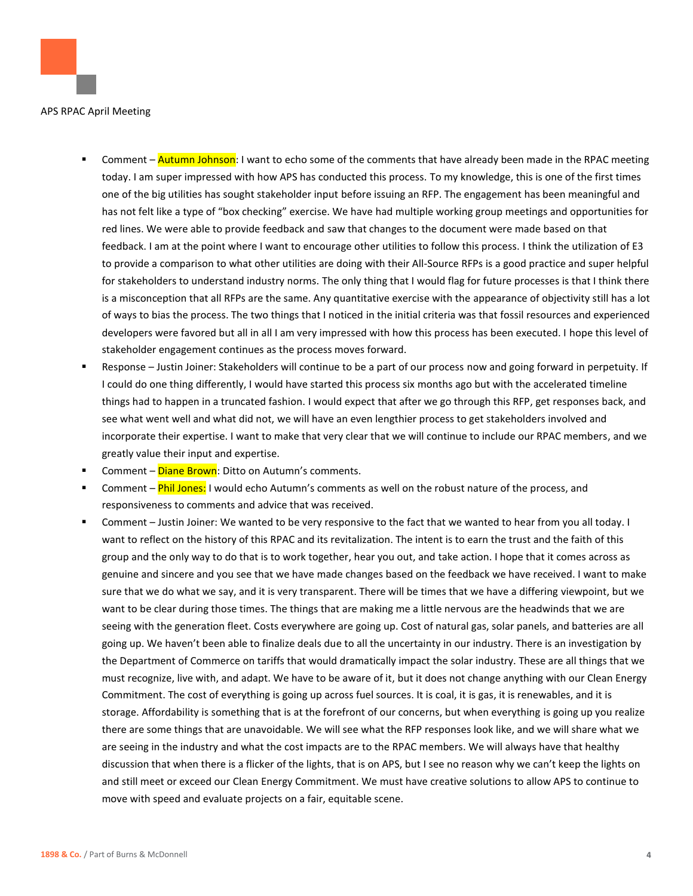- Comment – Autumn Johnson: I want to echo some of the comments that have already been made in the RPAC meeting today. I am super impressed with how APS has conducted this process. To my knowledge, this is one of the first times one of the big utilities has sought stakeholder input before issuing an RFP. The engagement has been meaningful and has not felt like a type of "box checking" exercise. We have had multiple working group meetings and opportunities for red lines. We were able to provide feedback and saw that changes to the document were made based on that feedback. I am at the point where I want to encourage other utilities to follow this process. I think the utilization of E3 to provide a comparison to what other utilities are doing with their All-Source RFPs is a good practice and super helpful for stakeholders to understand industry norms. The only thing that I would flag for future processes is that I think there is a misconception that all RFPs are the same. Any quantitative exercise with the appearance of objectivity still has a lot of ways to bias the process. The two things that I noticed in the initial criteria was that fossil resources and experienced developers were favored but all in all I am very impressed with how this process has been executed. I hope this level of stakeholder engagement continues as the process moves forward.
- Response – Justin Joiner: Stakeholders will continue to be a part of our process now and going forward in perpetuity. If I could do one thing differently, I would have started this process six months ago but with the accelerated timeline things had to happen in a truncated fashion. I would expect that after we go through this RFP, get responses back, and see what went well and what did not, we will have an even lengthier process to get stakeholders involved and incorporate their expertise. I want to make that very clear that we will continue to include our RPAC members, and we greatly value their input and expertise.
- Comment – Diane Brown: Ditto on Autumn's comments.
- Comment – Phil Jones: I would echo Autumn's comments as well on the robust nature of the process, and responsiveness to comments and advice that was received.
- Comment – Justin Joiner: We wanted to be very responsive to the fact that we wanted to hear from you all today. I want to reflect on the history of this RPAC and its revitalization. The intent is to earn the trust and the faith of this group and the only way to do that is to work together, hear you out, and take action. I hope that it comes across as genuine and sincere and you see that we have made changes based on the feedback we have received. I want to make sure that we do what we say, and it is very transparent. There will be times that we have a differing viewpoint, but we want to be clear during those times. The things that are making me a little nervous are the headwinds that we are seeing with the generation fleet. Costs everywhere are going up. Cost of natural gas, solar panels, and batteries are all going up. We haven't been able to finalize deals due to all the uncertainty in our industry. There is an investigation by the Department of Commerce on tariffs that would dramatically impact the solar industry. These are all things that we must recognize, live with, and adapt. We have to be aware of it, but it does not change anything with our Clean Energy Commitment. The cost of everything is going up across fuel sources. It is coal, it is gas, it is renewables, and it is storage. Affordability is something that is at the forefront of our concerns, but when everything is going up you realize there are some things that are unavoidable. We will see what the RFP responses look like, and we will share what we are seeing in the industry and what the cost impacts are to the RPAC members. We will always have that healthy discussion that when there is a flicker of the lights, that is on APS, but I see no reason why we can't keep the lights on and still meet or exceed our Clean Energy Commitment. We must have creative solutions to allow APS to continue to move with speed and evaluate projects on a fair, equitable scene.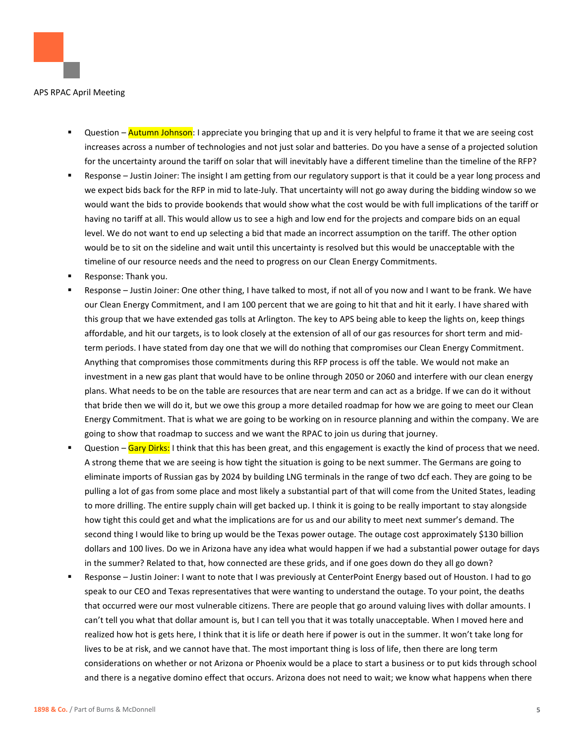- Question – Autumn Johnson: I appreciate you bringing that up and it is very helpful to frame it that we are seeing cost increases across a number of technologies and not just solar and batteries. Do you have a sense of a projected solution for the uncertainty around the tariff on solar that will inevitably have a different timeline than the timeline of the RFP?
- Response – Justin Joiner: The insight I am getting from our regulatory support is that it could be a year long process and we expect bids back for the RFP in mid to late-July. That uncertainty will not go away during the bidding window so we would want the bids to provide bookends that would show what the cost would be with full implications of the tariff or having no tariff at all. This would allow us to see a high and low end for the projects and compare bids on an equal level. We do not want to end up selecting a bid that made an incorrect assumption on the tariff. The other option would be to sit on the sideline and wait until this uncertainty is resolved but this would be unacceptable with the timeline of our resource needs and the need to progress on our Clean Energy Commitments.
- Response: Thank you.
- Response – Justin Joiner: One other thing, I have talked to most, if not all of you now and I want to be frank. We have our Clean Energy Commitment, and I am 100 percent that we are going to hit that and hit it early. I have shared with this group that we have extended gas tolls at Arlington. The key to APS being able to keep the lights on, keep things affordable, and hit our targets, is to look closely at the extension of all of our gas resources for short term and mid-term periods. I have stated from day one that we will do nothing that compromises our Clean Energy Commitment. Anything that compromises those commitments during this RFP process is off the table. We would not make an investment in a new gas plant that would have to be online through 2050 or 2060 and interfere with our clean energy plans. What needs to be on the table are resources that are near term and can act as a bridge. If we can do it without that bride then we will do it, but we owe this group a more detailed roadmap for how we are going to meet our Clean Energy Commitment. That is what we are going to be working on in resource planning and within the company. We are going to show that roadmap to success and we want the RPAC to join us during that journey.
- Question – Gary Dirks: I think that this has been great, and this engagement is exactly the kind of process that we need. A strong theme that we are seeing is how tight the situation is going to be next summer. The Germans are going to eliminate imports of Russian gas by 2024 by building LNG terminals in the range of two dcf each. They are going to be pulling a lot of gas from some place and most likely a substantial part of that will come from the United States, leading to more drilling. The entire supply chain will get backed up. I think it is going to be really important to stay alongside how tight this could get and what the implications are for us and our ability to meet next summer's demand. The second thing I would like to bring up would be the Texas power outage. The outage cost approximately $130 billion dollars and 100 lives. Do we in Arizona have any idea what would happen if we had a substantial power outage for days in the summer? Related to that, how connected are these grids, and if one goes down do they all go down?
- Response – Justin Joiner: I want to note that I was previously at CenterPoint Energy based out of Houston. I had to go speak to our CEO and Texas representatives that were wanting to understand the outage. To your point, the deaths that occurred were our most vulnerable citizens. There are people that go around valuing lives with dollar amounts. I can't tell you what that dollar amount is, but I can tell you that it was totally unacceptable. When I moved here and realized how hot is gets here, I think that it is life or death here if power is out in the summer. It won't take long for lives to be at risk, and we cannot have that. The most important thing is loss of life, then there are long term considerations on whether or not Arizona or Phoenix would be a place to start a business or to put kids through school and there is a negative domino effect that occurs. Arizona does not need to wait; we know what happens when there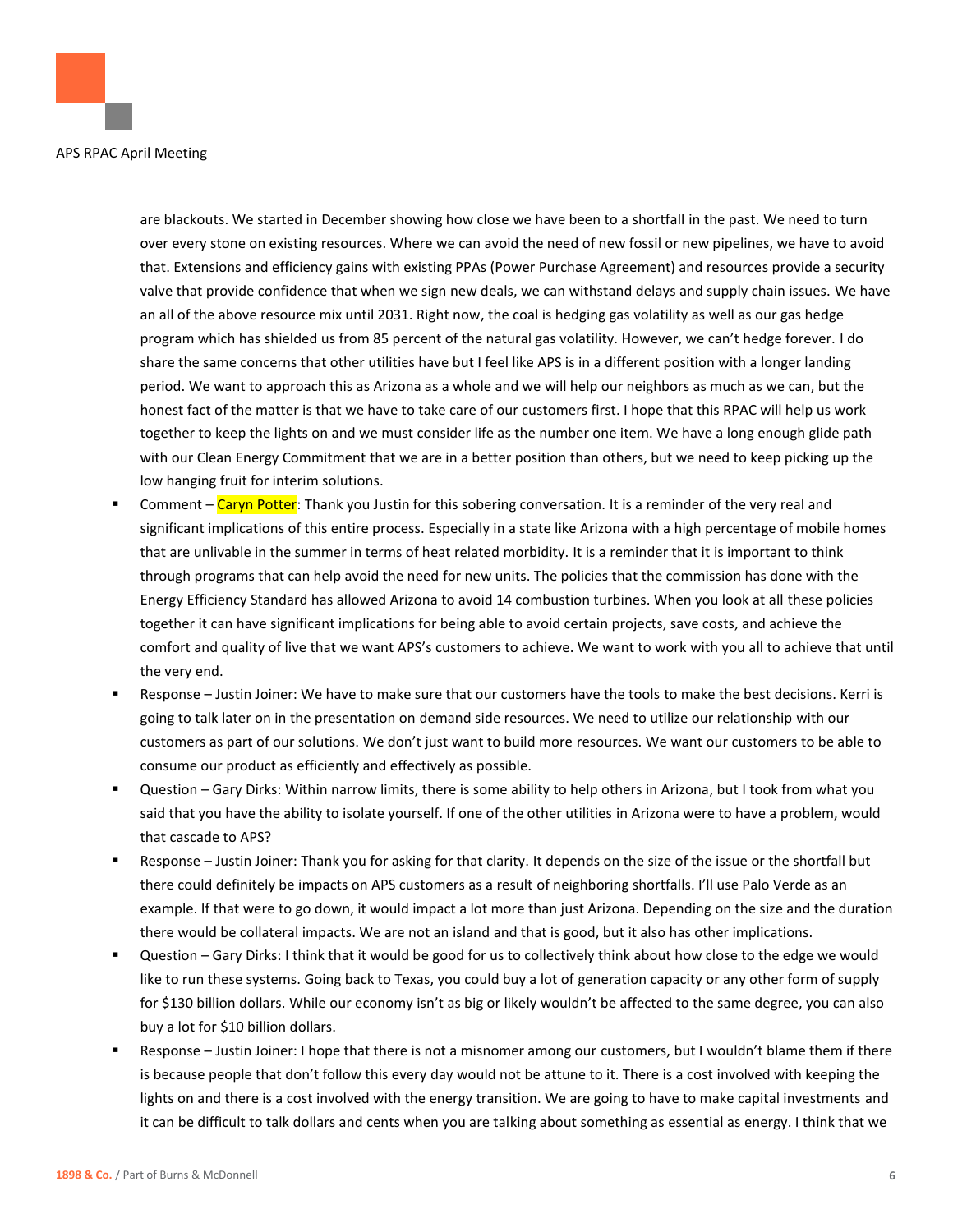are blackouts. We started in December showing how close we have been to a shortfall in the past. We need to turn over every stone on existing resources. Where we can avoid the need of new fossil or new pipelines, we have to avoid that. Extensions and efficiency gains with existing PPAs (Power Purchase Agreement) and resources provide a security valve that provide confidence that when we sign new deals, we can withstand delays and supply chain issues. We have an all of the above resource mix until 2031. Right now, the coal is hedging gas volatility as well as our gas hedge program which has shielded us from 85 percent of the natural gas volatility. However, we can't hedge forever. I do share the same concerns that other utilities have but I feel like APS is in a different position with a longer landing period. We want to approach this as Arizona as a whole and we will help our neighbors as much as we can, but the honest fact of the matter is that we have to take care of our customers first. I hope that this RPAC will help us work together to keep the lights on and we must consider life as the number one item. We have a long enough glide path with our Clean Energy Commitment that we are in a better position than others, but we need to keep picking up the low hanging fruit for interim solutions.

- Comment – Caryn Potter: Thank you Justin for this sobering conversation. It is a reminder of the very real and significant implications of this entire process. Especially in a state like Arizona with a high percentage of mobile homes that are unlivable in the summer in terms of heat related morbidity. It is a reminder that it is important to think through programs that can help avoid the need for new units. The policies that the commission has done with the Energy Efficiency Standard has allowed Arizona to avoid 14 combustion turbines. When you look at all these policies together it can have significant implications for being able to avoid certain projects, save costs, and achieve the comfort and quality of live that we want APS's customers to achieve. We want to work with you all to achieve that until the very end.
- Response – Justin Joiner: We have to make sure that our customers have the tools to make the best decisions. Kerri is going to talk later on in the presentation on demand side resources. We need to utilize our relationship with our customers as part of our solutions. We don't just want to build more resources. We want our customers to be able to consume our product as efficiently and effectively as possible.
- Question – Gary Dirks: Within narrow limits, there is some ability to help others in Arizona, but I took from what you said that you have the ability to isolate yourself. If one of the other utilities in Arizona were to have a problem, would that cascade to APS?
- Response – Justin Joiner: Thank you for asking for that clarity. It depends on the size of the issue or the shortfall but there could definitely be impacts on APS customers as a result of neighboring shortfalls. I'll use Palo Verde as an example. If that were to go down, it would impact a lot more than just Arizona. Depending on the size and the duration there would be collateral impacts. We are not an island and that is good, but it also has other implications.
- Question – Gary Dirks: I think that it would be good for us to collectively think about how close to the edge we would like to run these systems. Going back to Texas, you could buy a lot of generation capacity or any other form of supply for $130 billion dollars. While our economy isn't as big or likely wouldn't be affected to the same degree, you can also buy a lot for $10 billion dollars.
- Response – Justin Joiner: I hope that there is not a misnomer among our customers, but I wouldn't blame them if there is because people that don't follow this every day would not be attune to it. There is a cost involved with keeping the lights on and there is a cost involved with the energy transition. We are going to have to make capital investments and it can be difficult to talk dollars and cents when you are talking about something as essential as energy. I think that we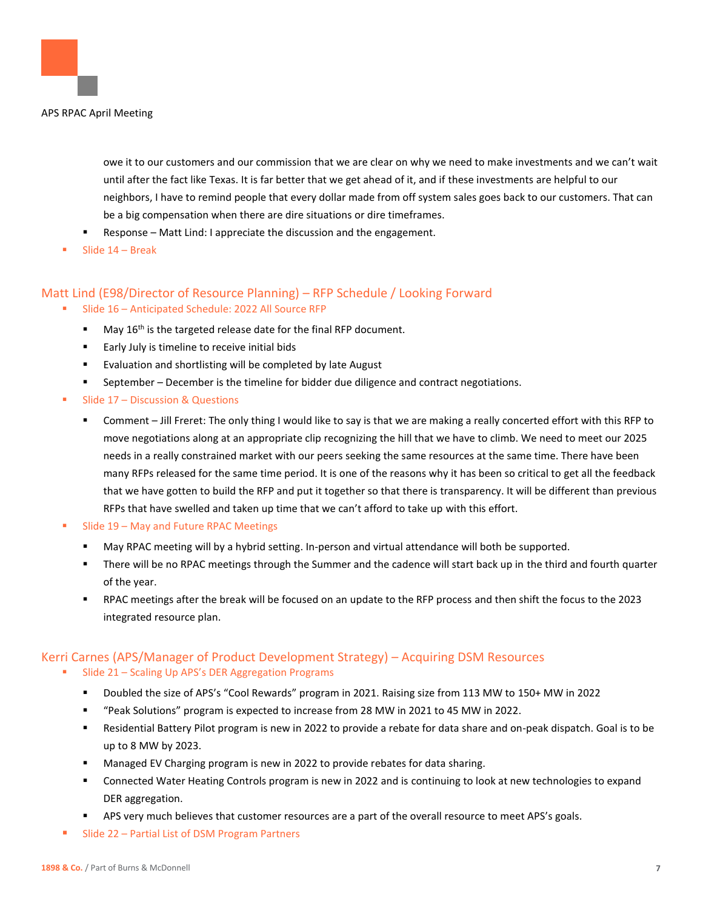owe it to our customers and our commission that we are clear on why we need to make investments and we can't wait until after the fact like Texas. It is far better that we get ahead of it, and if these investments are helpful to our neighbors, I have to remind people that every dollar made from off system sales goes back to our customers. That can be a big compensation when there are dire situations or dire timeframes.

   - Response – Matt Lind: I appreciate the discussion and the engagement.

- Slide 14 – Break

## Matt Lind (E98/Director of Resource Planning) – RFP Schedule / Looking Forward

- Slide 16 – Anticipated Schedule: 2022 All Source RFP
   - May 16th is the targeted release date for the final RFP document.
   - Early July is timeline to receive initial bids
   - Evaluation and shortlisting will be completed by late August
   - September – December is the timeline for bidder due diligence and contract negotiations.
- Slide 17 – Discussion & Questions
   - Comment – Jill Freret: The only thing I would like to say is that we are making a really concerted effort with this RFP to move negotiations along at an appropriate clip recognizing the hill that we have to climb. We need to meet our 2025 needs in a really constrained market with our peers seeking the same resources at the same time. There have been many RFPs released for the same time period. It is one of the reasons why it has been so critical to get all the feedback that we have gotten to build the RFP and put it together so that there is transparency. It will be different than previous RFPs that have swelled and taken up time that we can't afford to take up with this effort.
- Slide 19 – May and Future RPAC Meetings
   - May RPAC meeting will by a hybrid setting. In-person and virtual attendance will both be supported.
   - There will be no RPAC meetings through the Summer and the cadence will start back up in the third and fourth quarter of the year.
   - RPAC meetings after the break will be focused on an update to the RFP process and then shift the focus to the 2023 integrated resource plan.

## Kerri Carnes (APS/Manager of Product Development Strategy) – Acquiring DSM Resources

- Slide 21 – Scaling Up APS's DER Aggregation Programs
   - Doubled the size of APS's "Cool Rewards" program in 2021. Raising size from 113 MW to 150+ MW in 2022
   - "Peak Solutions" program is expected to increase from 28 MW in 2021 to 45 MW in 2022.
   - Residential Battery Pilot program is new in 2022 to provide a rebate for data share and on-peak dispatch. Goal is to be up to 8 MW by 2023.
   - Managed EV Charging program is new in 2022 to provide rebates for data sharing.
   - Connected Water Heating Controls program is new in 2022 and is continuing to look at new technologies to expand DER aggregation.
   - APS very much believes that customer resources are a part of the overall resource to meet APS's goals.
- Slide 22 – Partial List of DSM Program Partners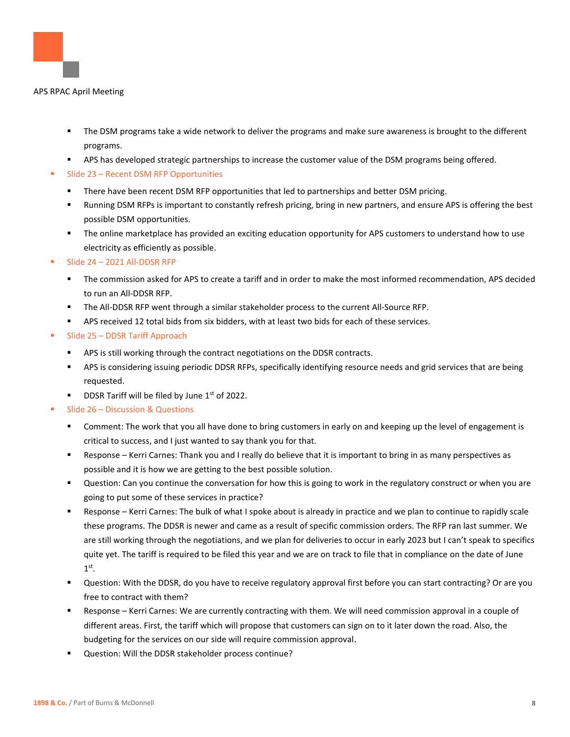- The DSM programs take a wide network to deliver the programs and make sure awareness is brought to the different programs.
- APS has developed strategic partnerships to increase the customer value of the DSM programs being offered.

- Slide 23 – Recent DSM RFP Opportunities
  - There have been recent DSM RFP opportunities that led to partnerships and better DSM pricing.
  - Running DSM RFPs is important to constantly refresh pricing, bring in new partners, and ensure APS is offering the best possible DSM opportunities.
  - The online marketplace has provided an exciting education opportunity for APS customers to understand how to use electricity as efficiently as possible.
- Slide 24 – 2021 All-DDSR RFP
  - The commission asked for APS to create a tariff and in order to make the most informed recommendation, APS decided to run an All-DDSR RFP.
  - The All-DDSR RFP went through a similar stakeholder process to the current All-Source RFP.
  - APS received 12 total bids from six bidders, with at least two bids for each of these services.
- Slide 25 – DDSR Tariff Approach
  - APS is still working through the contract negotiations on the DDSR contracts.
  - APS is considering issuing periodic DDSR RFPs, specifically identifying resource needs and grid services that are being requested.
  - DDSR Tariff will be filed by June 1st of 2022.
- Slide 26 – Discussion & Questions
  - Comment: The work that you all have done to bring customers in early on and keeping up the level of engagement is critical to success, and I just wanted to say thank you for that.
  - Response – Kerri Carnes: Thank you and I really do believe that it is important to bring in as many perspectives as possible and it is how we are getting to the best possible solution.
  - Question: Can you continue the conversation for how this is going to work in the regulatory construct or when you are going to put some of these services in practice?
  - Response – Kerri Carnes: The bulk of what I spoke about is already in practice and we plan to continue to rapidly scale these programs. The DDSR is newer and came as a result of specific commission orders. The RFP ran last summer. We are still working through the negotiations, and we plan for deliveries to occur in early 2023 but I can't speak to specifics quite yet. The tariff is required to be filed this year and we are on track to file that in compliance on the date of June 1st.
  - Question: With the DDSR, do you have to receive regulatory approval first before you can start contracting? Or are you free to contract with them?
  - Response – Kerri Carnes: We are currently contracting with them. We will need commission approval in a couple of different areas. First, the tariff which will propose that customers can sign on to it later down the road. Also, the budgeting for the services on our side will require commission approval.
  - Question: Will the DDSR stakeholder process continue?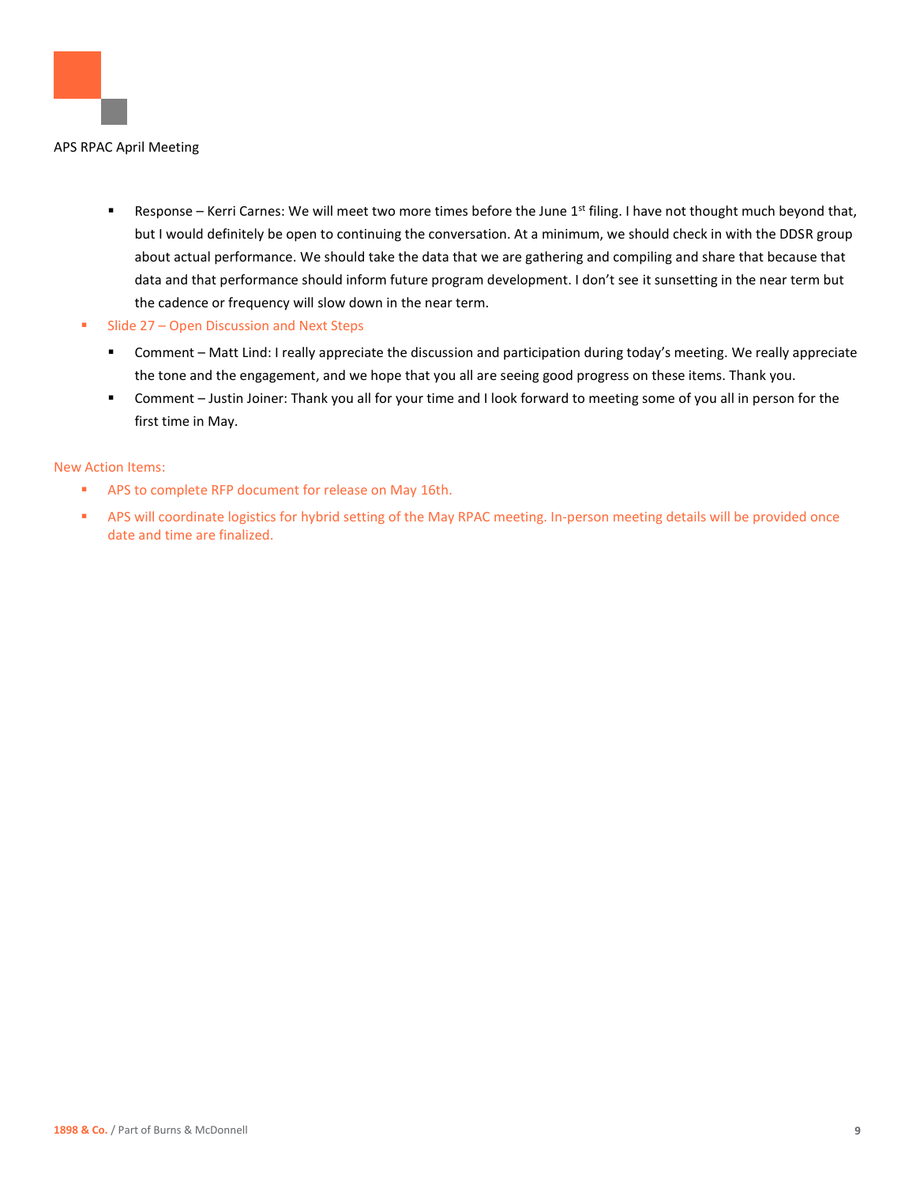- Response – Kerri Carnes: We will meet two more times before the June 1st filing. I have not thought much beyond that, but I would definitely be open to continuing the conversation. At a minimum, we should check in with the DDSR group about actual performance. We should take the data that we are gathering and compiling and share that because that data and that performance should inform future program development. I don't see it sunsetting in the near term but the cadence or frequency will slow down in the near term.

- Slide 27 – Open Discussion and Next Steps
  - Comment – Matt Lind: I really appreciate the discussion and participation during today's meeting. We really appreciate the tone and the engagement, and we hope that you all are seeing good progress on these items. Thank you.
  - Comment – Justin Joiner: Thank you all for your time and I look forward to meeting some of you all in person for the first time in May.

New Action Items:

- APS to complete RFP document for release on May 16th.
- APS will coordinate logistics for hybrid setting of the May RPAC meeting. In-person meeting details will be provided once date and time are finalized.